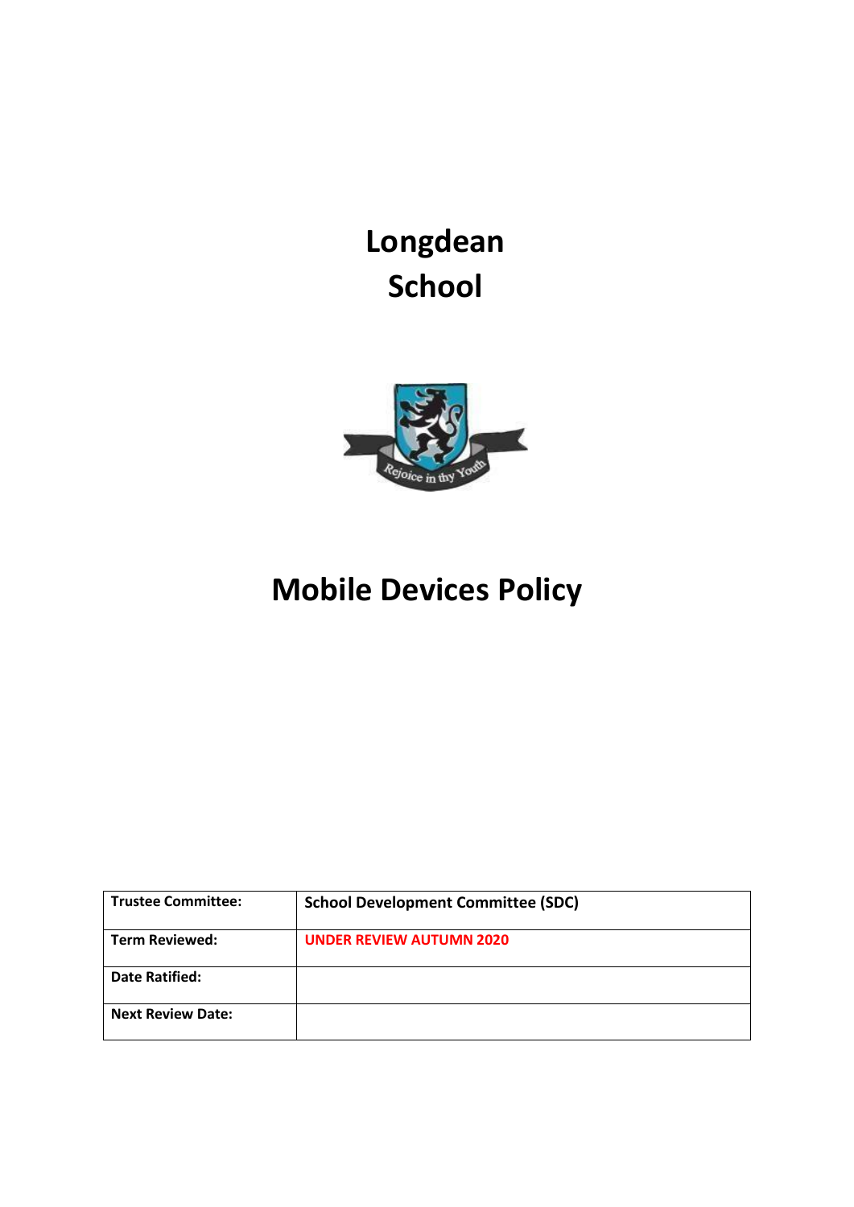# Longdean School

# Mobile Devices Policy

| Trustee Committee: | School Development Committee (SDC) |
|---|---|
| Term Reviewed: | UNDER REVIEW AUTUMN 2020 |
| Date Ratified: | |
| Next Review Date: | |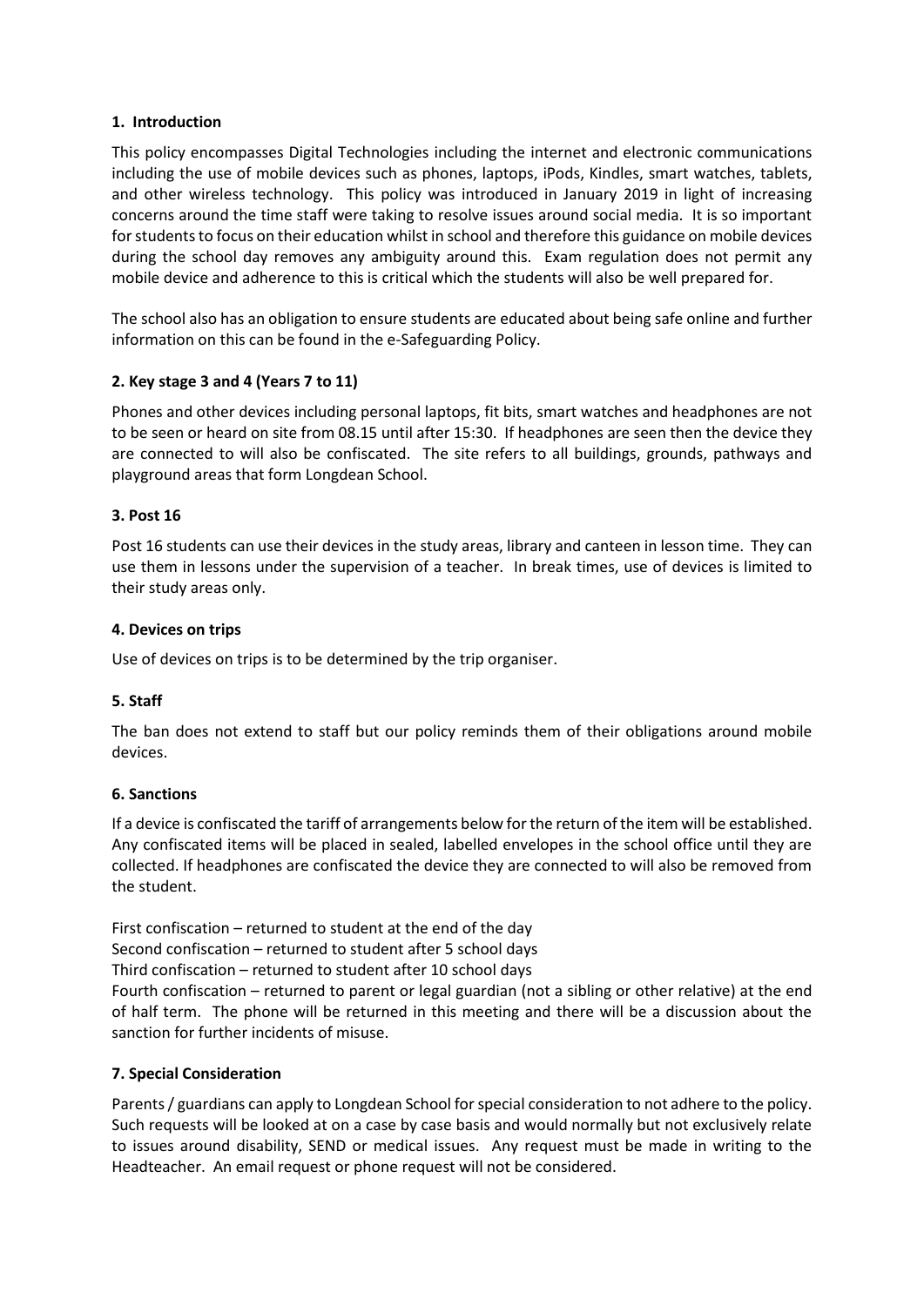**1. Introduction**

This policy encompasses Digital Technologies including the internet and electronic communications including the use of mobile devices such as phones, laptops, iPods, Kindles, smart watches, tablets, and other wireless technology. This policy was introduced in January 2019 in light of increasing concerns around the time staff were taking to resolve issues around social media. It is so important for students to focus on their education whilst in school and therefore this guidance on mobile devices during the school day removes any ambiguity around this. Exam regulation does not permit any mobile device and adherence to this is critical which the students will also be well prepared for.

The school also has an obligation to ensure students are educated about being safe online and further information on this can be found in the e-Safeguarding Policy.

**2. Key stage 3 and 4 (Years 7 to 11)**

Phones and other devices including personal laptops, fit bits, smart watches and headphones are not to be seen or heard on site from 08.15 until after 15:30. If headphones are seen then the device they are connected to will also be confiscated. The site refers to all buildings, grounds, pathways and playground areas that form Longdean School.

**3. Post 16**

Post 16 students can use their devices in the study areas, library and canteen in lesson time. They can use them in lessons under the supervision of a teacher. In break times, use of devices is limited to their study areas only.

**4. Devices on trips**

Use of devices on trips is to be determined by the trip organiser.

**5. Staff**

The ban does not extend to staff but our policy reminds them of their obligations around mobile devices.

**6. Sanctions**

If a device is confiscated the tariff of arrangements below for the return of the item will be established. Any confiscated items will be placed in sealed, labelled envelopes in the school office until they are collected. If headphones are confiscated the device they are connected to will also be removed from the student.

First confiscation – returned to student at the end of the day
Second confiscation – returned to student after 5 school days
Third confiscation – returned to student after 10 school days
Fourth confiscation – returned to parent or legal guardian (not a sibling or other relative) at the end of half term. The phone will be returned in this meeting and there will be a discussion about the sanction for further incidents of misuse.

**7. Special Consideration**

Parents / guardians can apply to Longdean School for special consideration to not adhere to the policy. Such requests will be looked at on a case by case basis and would normally but not exclusively relate to issues around disability, SEND or medical issues. Any request must be made in writing to the Headteacher. An email request or phone request will not be considered.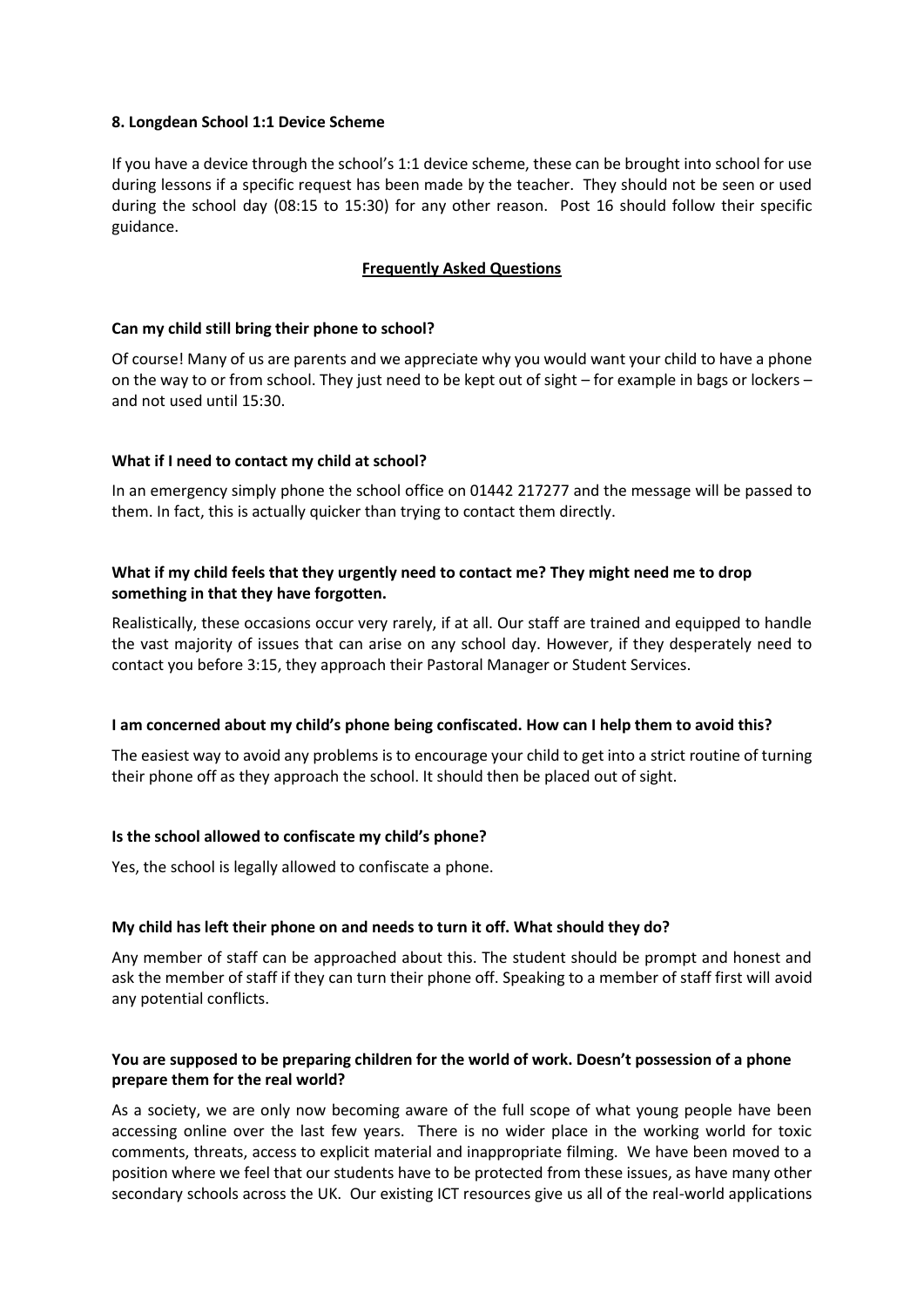**8. Longdean School 1:1 Device Scheme**

If you have a device through the school's 1:1 device scheme, these can be brought into school for use during lessons if a specific request has been made by the teacher. They should not be seen or used during the school day (08:15 to 15:30) for any other reason. Post 16 should follow their specific guidance.

## Frequently Asked Questions

**Can my child still bring their phone to school?**

Of course! Many of us are parents and we appreciate why you would want your child to have a phone on the way to or from school. They just need to be kept out of sight – for example in bags or lockers – and not used until 15:30.

**What if I need to contact my child at school?**

In an emergency simply phone the school office on 01442 217277 and the message will be passed to them. In fact, this is actually quicker than trying to contact them directly.

**What if my child feels that they urgently need to contact me? They might need me to drop something in that they have forgotten.**

Realistically, these occasions occur very rarely, if at all. Our staff are trained and equipped to handle the vast majority of issues that can arise on any school day. However, if they desperately need to contact you before 3:15, they approach their Pastoral Manager or Student Services.

**I am concerned about my child's phone being confiscated. How can I help them to avoid this?**

The easiest way to avoid any problems is to encourage your child to get into a strict routine of turning their phone off as they approach the school. It should then be placed out of sight.

**Is the school allowed to confiscate my child's phone?**

Yes, the school is legally allowed to confiscate a phone.

**My child has left their phone on and needs to turn it off. What should they do?**

Any member of staff can be approached about this. The student should be prompt and honest and ask the member of staff if they can turn their phone off. Speaking to a member of staff first will avoid any potential conflicts.

**You are supposed to be preparing children for the world of work. Doesn't possession of a phone prepare them for the real world?**

As a society, we are only now becoming aware of the full scope of what young people have been accessing online over the last few years. There is no wider place in the working world for toxic comments, threats, access to explicit material and inappropriate filming. We have been moved to a position where we feel that our students have to be protected from these issues, as have many other secondary schools across the UK. Our existing ICT resources give us all of the real-world applications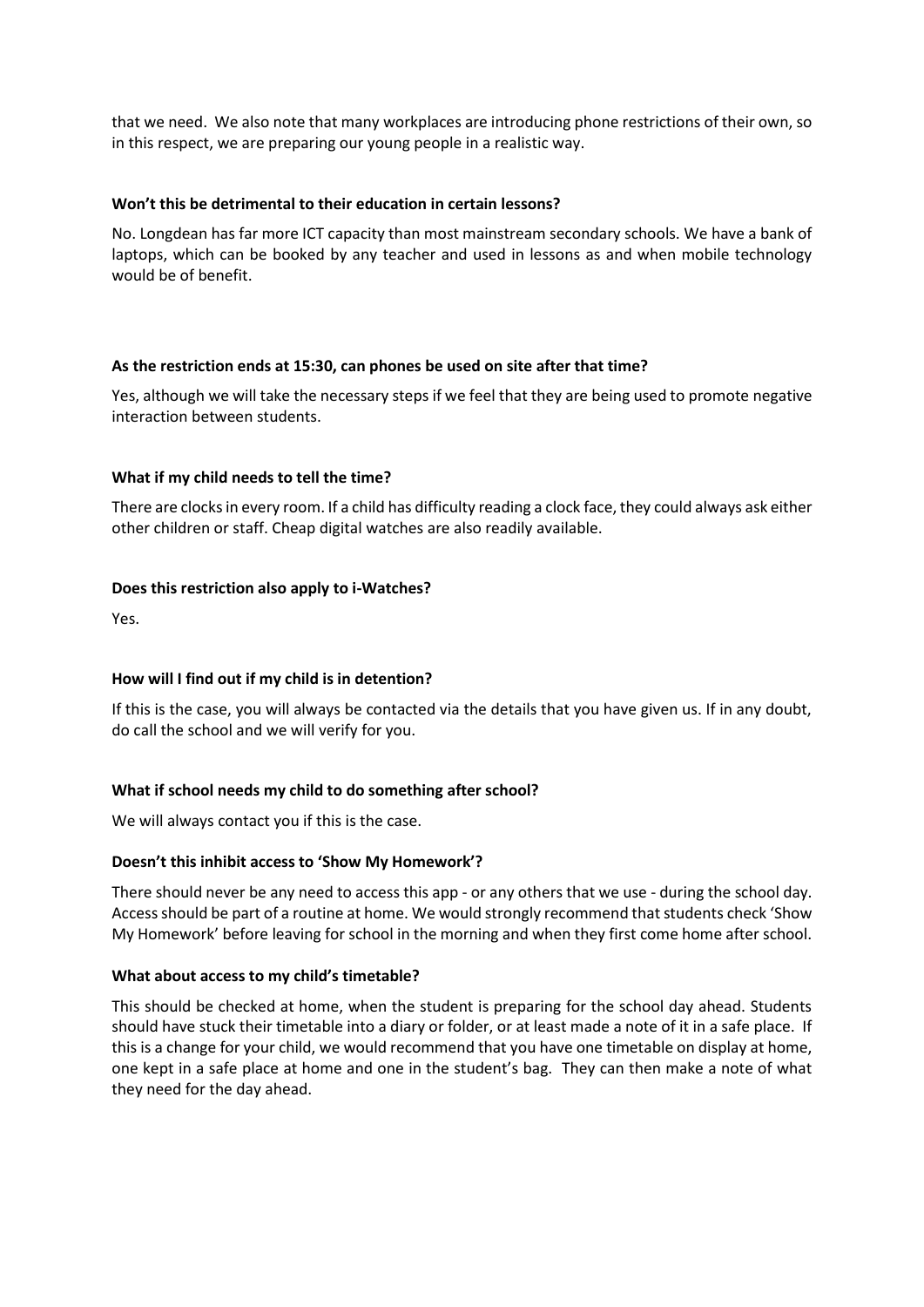that we need. We also note that many workplaces are introducing phone restrictions of their own, so in this respect, we are preparing our young people in a realistic way.

**Won't this be detrimental to their education in certain lessons?**

No. Longdean has far more ICT capacity than most mainstream secondary schools. We have a bank of laptops, which can be booked by any teacher and used in lessons as and when mobile technology would be of benefit.

**As the restriction ends at 15:30, can phones be used on site after that time?**

Yes, although we will take the necessary steps if we feel that they are being used to promote negative interaction between students.

**What if my child needs to tell the time?**

There are clocks in every room. If a child has difficulty reading a clock face, they could always ask either other children or staff. Cheap digital watches are also readily available.

**Does this restriction also apply to i-Watches?**

Yes.

**How will I find out if my child is in detention?**

If this is the case, you will always be contacted via the details that you have given us. If in any doubt, do call the school and we will verify for you.

**What if school needs my child to do something after school?**

We will always contact you if this is the case.

**Doesn't this inhibit access to 'Show My Homework'?**

There should never be any need to access this app - or any others that we use - during the school day. Access should be part of a routine at home. We would strongly recommend that students check 'Show My Homework' before leaving for school in the morning and when they first come home after school.

**What about access to my child's timetable?**

This should be checked at home, when the student is preparing for the school day ahead. Students should have stuck their timetable into a diary or folder, or at least made a note of it in a safe place. If this is a change for your child, we would recommend that you have one timetable on display at home, one kept in a safe place at home and one in the student's bag. They can then make a note of what they need for the day ahead.